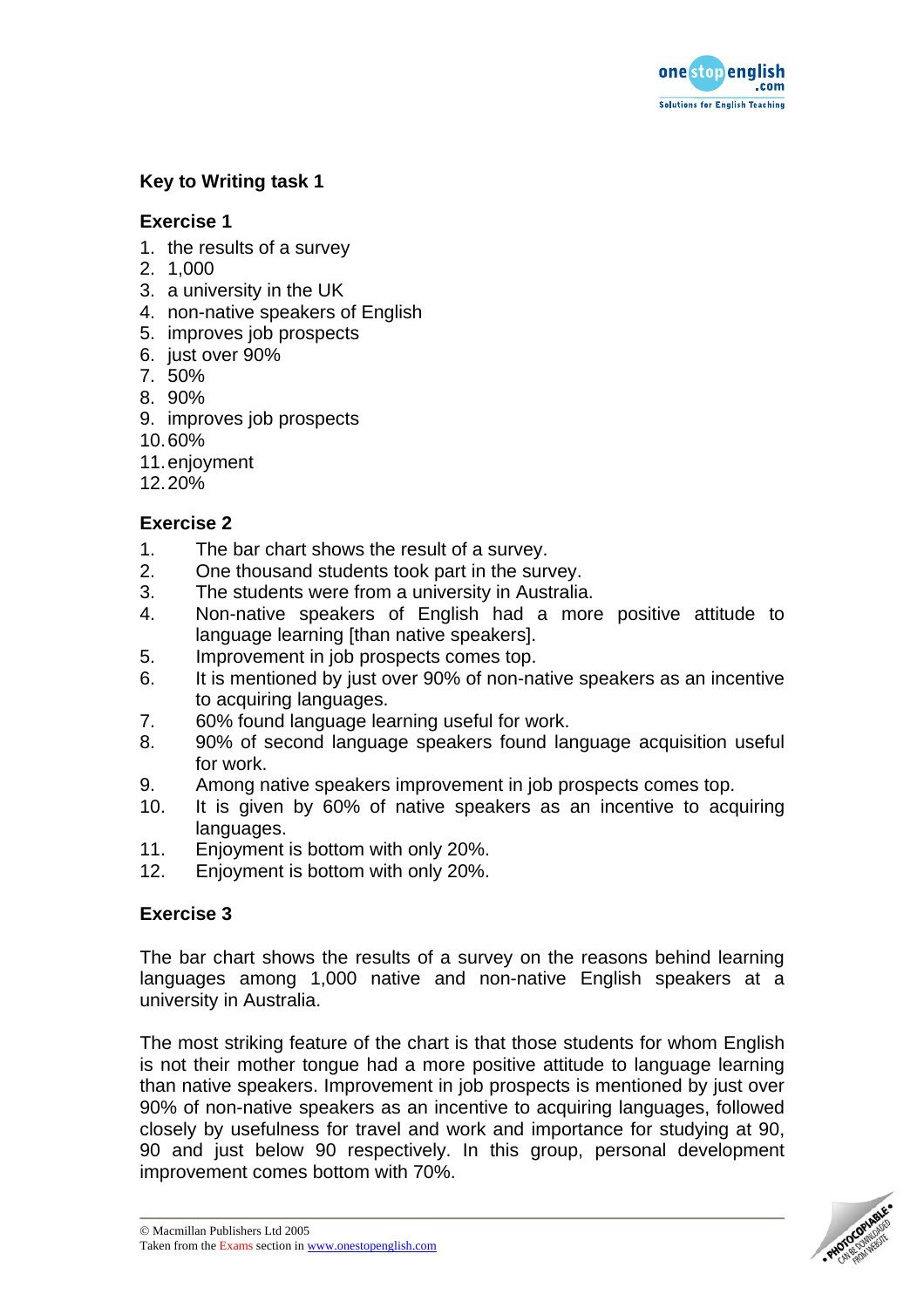## Key to Writing task 1

### Exercise 1

1. the results of a survey
2. 1,000
3. a university in the UK
4. non-native speakers of English
5. improves job prospects
6. just over 90%
7. 50%
8. 90%
9. improves job prospects
10. 60%
11. enjoyment
12. 20%

### Exercise 2

1. The bar chart shows the result of a survey.
2. One thousand students took part in the survey.
3. The students were from a university in Australia.
4. Non-native speakers of English had a more positive attitude to language learning [than native speakers].
5. Improvement in job prospects comes top.
6. It is mentioned by just over 90% of non-native speakers as an incentive to acquiring languages.
7. 60% found language learning useful for work.
8. 90% of second language speakers found language acquisition useful for work.
9. Among native speakers improvement in job prospects comes top.
10. It is given by 60% of native speakers as an incentive to acquiring languages.
11. Enjoyment is bottom with only 20%.
12. Enjoyment is bottom with only 20%.

### Exercise 3

The bar chart shows the results of a survey on the reasons behind learning languages among 1,000 native and non-native English speakers at a university in Australia.

The most striking feature of the chart is that those students for whom English is not their mother tongue had a more positive attitude to language learning than native speakers. Improvement in job prospects is mentioned by just over 90% of non-native speakers as an incentive to acquiring languages, followed closely by usefulness for travel and work and importance for studying at 90, 90 and just below 90 respectively. In this group, personal development improvement comes bottom with 70%.

© Macmillan Publishers Ltd 2005
Taken from the Exams section in www.onestopenglish.com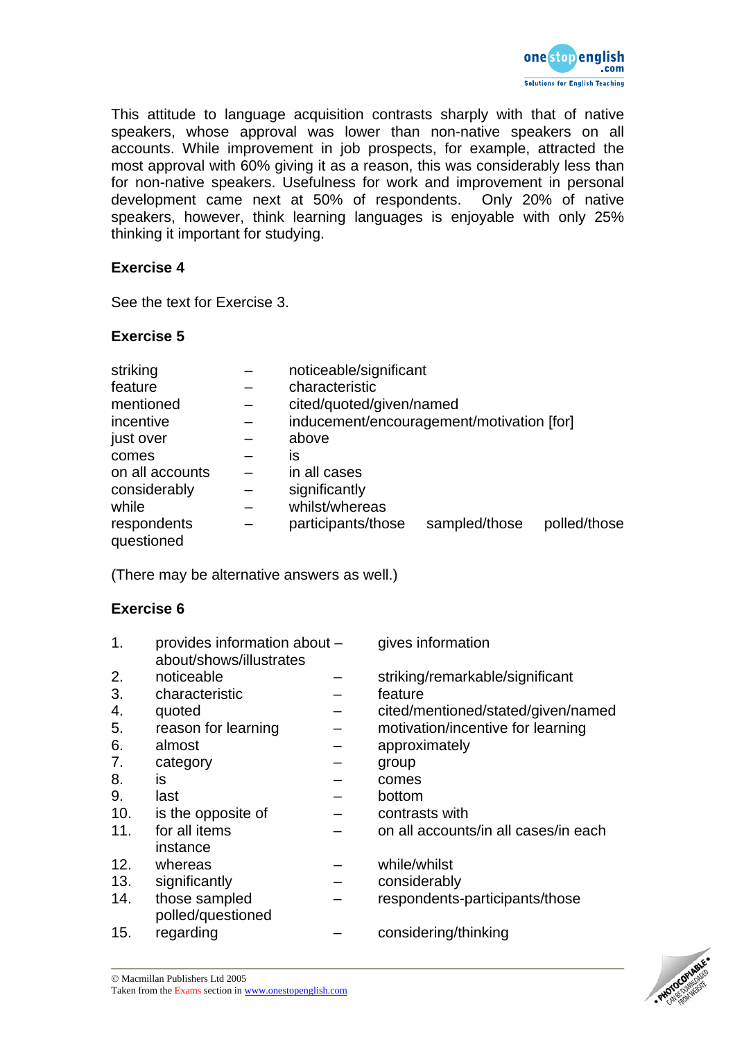This attitude to language acquisition contrasts sharply with that of native speakers, whose approval was lower than non-native speakers on all accounts. While improvement in job prospects, for example, attracted the most approval with 60% giving it as a reason, this was considerably less than for non-native speakers. Usefulness for work and improvement in personal development came next at 50% of respondents. Only 20% of native speakers, however, think learning languages is enjoyable with only 25% thinking it important for studying.

**Exercise 4**

See the text for Exercise 3.

**Exercise 5**

| | | |
|---|---|---|
| striking | – | noticeable/significant |
| feature | – | characteristic |
| mentioned | – | cited/quoted/given/named |
| incentive | – | inducement/encouragement/motivation [for] |
| just over | – | above |
| comes | – | is |
| on all accounts | – | in all cases |
| considerably | – | significantly |
| while | – | whilst/whereas |
| respondents | – | participants/those sampled/those polled/those questioned |

(There may be alternative answers as well.)

**Exercise 6**

| | | | |
|---|---|---|---|
| 1. | provides information about – about/shows/illustrates | | gives information |
| 2. | noticeable | – | striking/remarkable/significant |
| 3. | characteristic | – | feature |
| 4. | quoted | – | cited/mentioned/stated/given/named |
| 5. | reason for learning | – | motivation/incentive for learning |
| 6. | almost | – | approximately |
| 7. | category | – | group |
| 8. | is | – | comes |
| 9. | last | – | bottom |
| 10. | is the opposite of | – | contrasts with |
| 11. | for all items | – | on all accounts/in all cases/in each instance |
| 12. | whereas | – | while/whilst |
| 13. | significantly | – | considerably |
| 14. | those sampled | – | respondents-participants/those polled/questioned |
| 15. | regarding | – | considering/thinking |

© Macmillan Publishers Ltd 2005
Taken from the Exams section in www.onestopenglish.com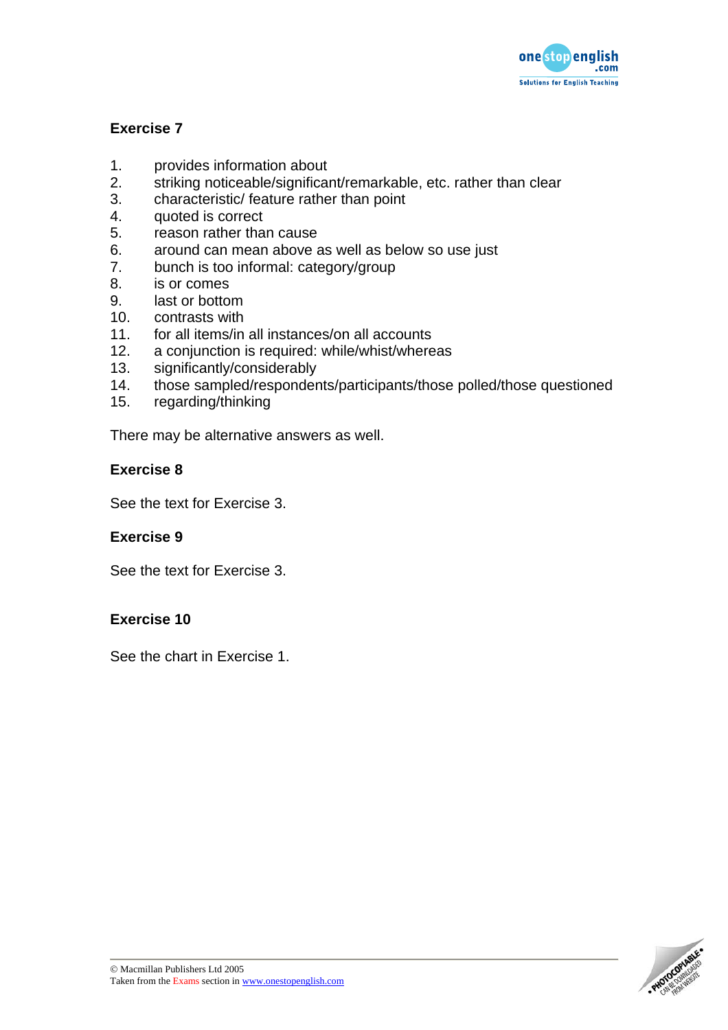## Exercise 7

1. provides information about
2. striking noticeable/significant/remarkable, etc. rather than clear
3. characteristic/ feature rather than point
4. quoted is correct
5. reason rather than cause
6. around can mean above as well as below so use just
7. bunch is too informal: category/group
8. is or comes
9. last or bottom
10. contrasts with
11. for all items/in all instances/on all accounts
12. a conjunction is required: while/whist/whereas
13. significantly/considerably
14. those sampled/respondents/participants/those polled/those questioned
15. regarding/thinking

There may be alternative answers as well.

## Exercise 8

See the text for Exercise 3.

## Exercise 9

See the text for Exercise 3.

## Exercise 10

See the chart in Exercise 1.

© Macmillan Publishers Ltd 2005
Taken from the Exams section in www.onestopenglish.com